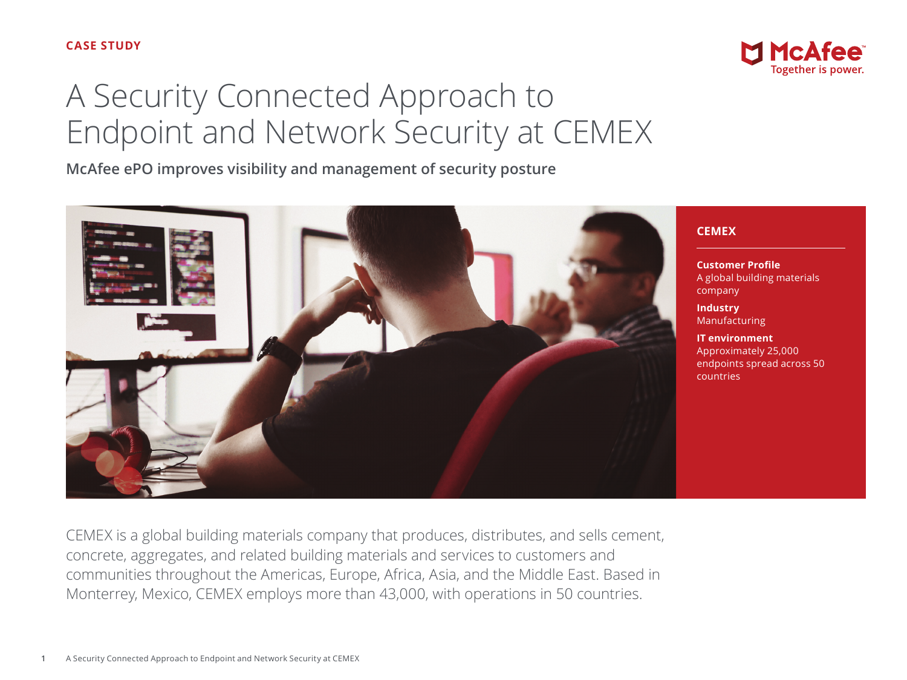CASE STUDY

# A Security Connected Approach to Endpoint and Network Security at CEMEX

**McAfee ePO improves visibility and management of security posture**

### CEMEX

**Customer Profile**
A global building materials company

**Industry**
Manufacturing

**IT environment**
Approximately 25,000 endpoints spread across 50 countries

CEMEX is a global building materials company that produces, distributes, and sells cement, concrete, aggregates, and related building materials and services to customers and communities throughout the Americas, Europe, Africa, Asia, and the Middle East. Based in Monterrey, Mexico, CEMEX employs more than 43,000, with operations in 50 countries.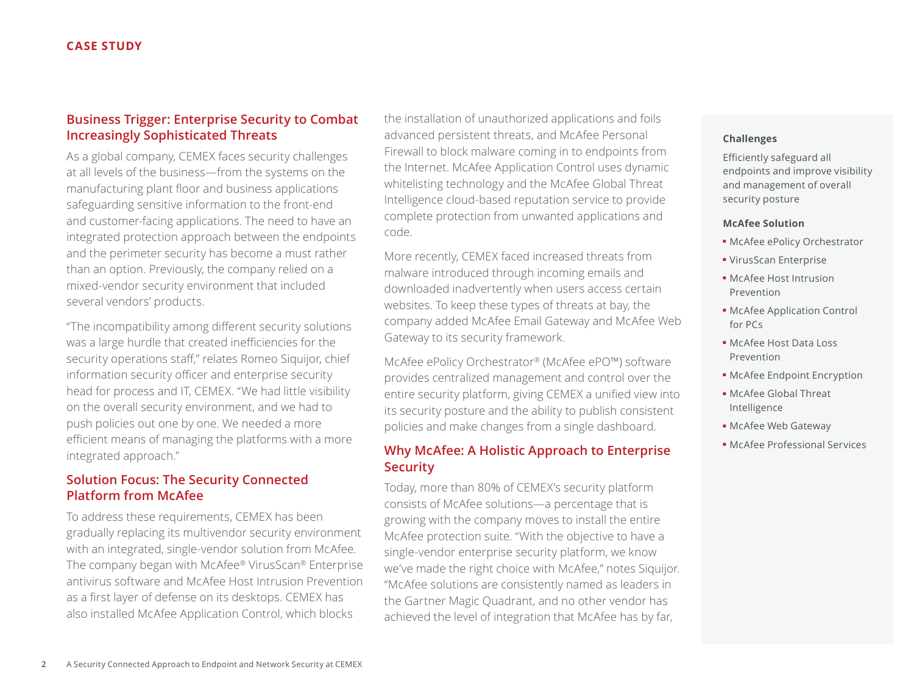## Business Trigger: Enterprise Security to Combat Increasingly Sophisticated Threats

As a global company, CEMEX faces security challenges at all levels of the business—from the systems on the manufacturing plant floor and business applications safeguarding sensitive information to the front-end and customer-facing applications. The need to have an integrated protection approach between the endpoints and the perimeter security has become a must rather than an option. Previously, the company relied on a mixed-vendor security environment that included several vendors' products.

"The incompatibility among different security solutions was a large hurdle that created inefficiencies for the security operations staff," relates Romeo Siquijor, chief information security officer and enterprise security head for process and IT, CEMEX. "We had little visibility on the overall security environment, and we had to push policies out one by one. We needed a more efficient means of managing the platforms with a more integrated approach."

## Solution Focus: The Security Connected Platform from McAfee

To address these requirements, CEMEX has been gradually replacing its multivendor security environment with an integrated, single-vendor solution from McAfee. The company began with McAfee® VirusScan® Enterprise antivirus software and McAfee Host Intrusion Prevention as a first layer of defense on its desktops. CEMEX has also installed McAfee Application Control, which blocks the installation of unauthorized applications and foils advanced persistent threats, and McAfee Personal Firewall to block malware coming in to endpoints from the Internet. McAfee Application Control uses dynamic whitelisting technology and the McAfee Global Threat Intelligence cloud-based reputation service to provide complete protection from unwanted applications and code.

More recently, CEMEX faced increased threats from malware introduced through incoming emails and downloaded inadvertently when users access certain websites. To keep these types of threats at bay, the company added McAfee Email Gateway and McAfee Web Gateway to its security framework.

McAfee ePolicy Orchestrator® (McAfee ePO™) software provides centralized management and control over the entire security platform, giving CEMEX a unified view into its security posture and the ability to publish consistent policies and make changes from a single dashboard.

## Why McAfee: A Holistic Approach to Enterprise Security

Today, more than 80% of CEMEX's security platform consists of McAfee solutions—a percentage that is growing with the company moves to install the entire McAfee protection suite. "With the objective to have a single-vendor enterprise security platform, we know we've made the right choice with McAfee," notes Siquijor. "McAfee solutions are consistently named as leaders in the Gartner Magic Quadrant, and no other vendor has achieved the level of integration that McAfee has by far,

**Challenges**

Efficiently safeguard all endpoints and improve visibility and management of overall security posture

**McAfee Solution**

- McAfee ePolicy Orchestrator
- VirusScan Enterprise
- McAfee Host Intrusion Prevention
- McAfee Application Control for PCs
- McAfee Host Data Loss Prevention
- McAfee Endpoint Encryption
- McAfee Global Threat Intelligence
- McAfee Web Gateway
- McAfee Professional Services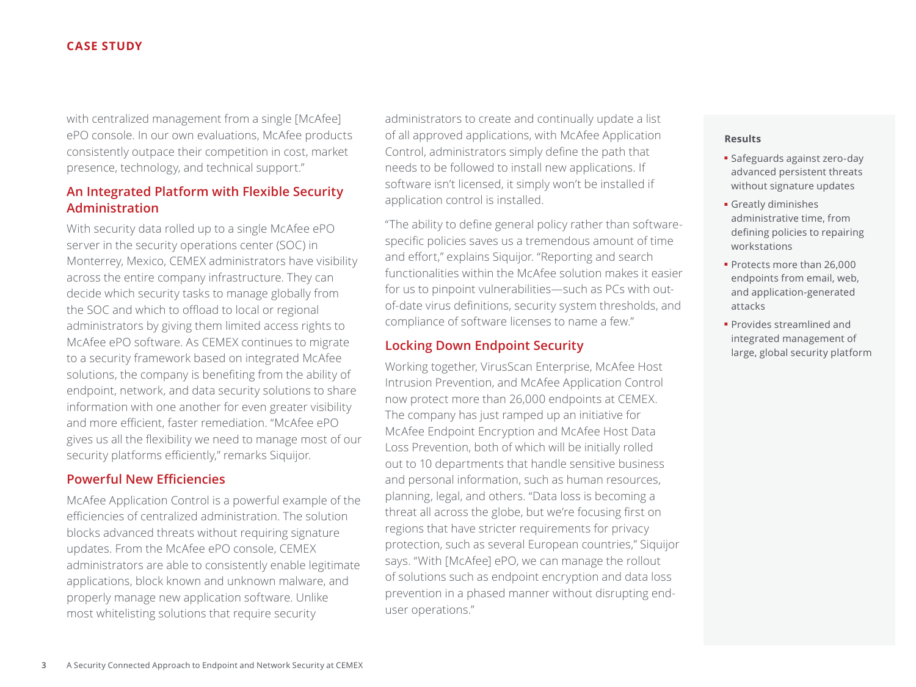with centralized management from a single [McAfee] ePO console. In our own evaluations, McAfee products consistently outpace their competition in cost, market presence, technology, and technical support."

## An Integrated Platform with Flexible Security Administration

With security data rolled up to a single McAfee ePO server in the security operations center (SOC) in Monterrey, Mexico, CEMEX administrators have visibility across the entire company infrastructure. They can decide which security tasks to manage globally from the SOC and which to offload to local or regional administrators by giving them limited access rights to McAfee ePO software. As CEMEX continues to migrate to a security framework based on integrated McAfee solutions, the company is benefiting from the ability of endpoint, network, and data security solutions to share information with one another for even greater visibility and more efficient, faster remediation. "McAfee ePO gives us all the flexibility we need to manage most of our security platforms efficiently," remarks Siquijor.

## Powerful New Efficiencies

McAfee Application Control is a powerful example of the efficiencies of centralized administration. The solution blocks advanced threats without requiring signature updates. From the McAfee ePO console, CEMEX administrators are able to consistently enable legitimate applications, block known and unknown malware, and properly manage new application software. Unlike most whitelisting solutions that require security administrators to create and continually update a list of all approved applications, with McAfee Application Control, administrators simply define the path that needs to be followed to install new applications. If software isn't licensed, it simply won't be installed if application control is installed.

"The ability to define general policy rather than software-specific policies saves us a tremendous amount of time and effort," explains Siquijor. "Reporting and search functionalities within the McAfee solution makes it easier for us to pinpoint vulnerabilities—such as PCs with out-of-date virus definitions, security system thresholds, and compliance of software licenses to name a few."

## Locking Down Endpoint Security

Working together, VirusScan Enterprise, McAfee Host Intrusion Prevention, and McAfee Application Control now protect more than 26,000 endpoints at CEMEX. The company has just ramped up an initiative for McAfee Endpoint Encryption and McAfee Host Data Loss Prevention, both of which will be initially rolled out to 10 departments that handle sensitive business and personal information, such as human resources, planning, legal, and others. "Data loss is becoming a threat all across the globe, but we're focusing first on regions that have stricter requirements for privacy protection, such as several European countries," Siquijor says. "With [McAfee] ePO, we can manage the rollout of solutions such as endpoint encryption and data loss prevention in a phased manner without disrupting end-user operations."

**Results**

- Safeguards against zero-day advanced persistent threats without signature updates
- Greatly diminishes administrative time, from defining policies to repairing workstations
- Protects more than 26,000 endpoints from email, web, and application-generated attacks
- Provides streamlined and integrated management of large, global security platform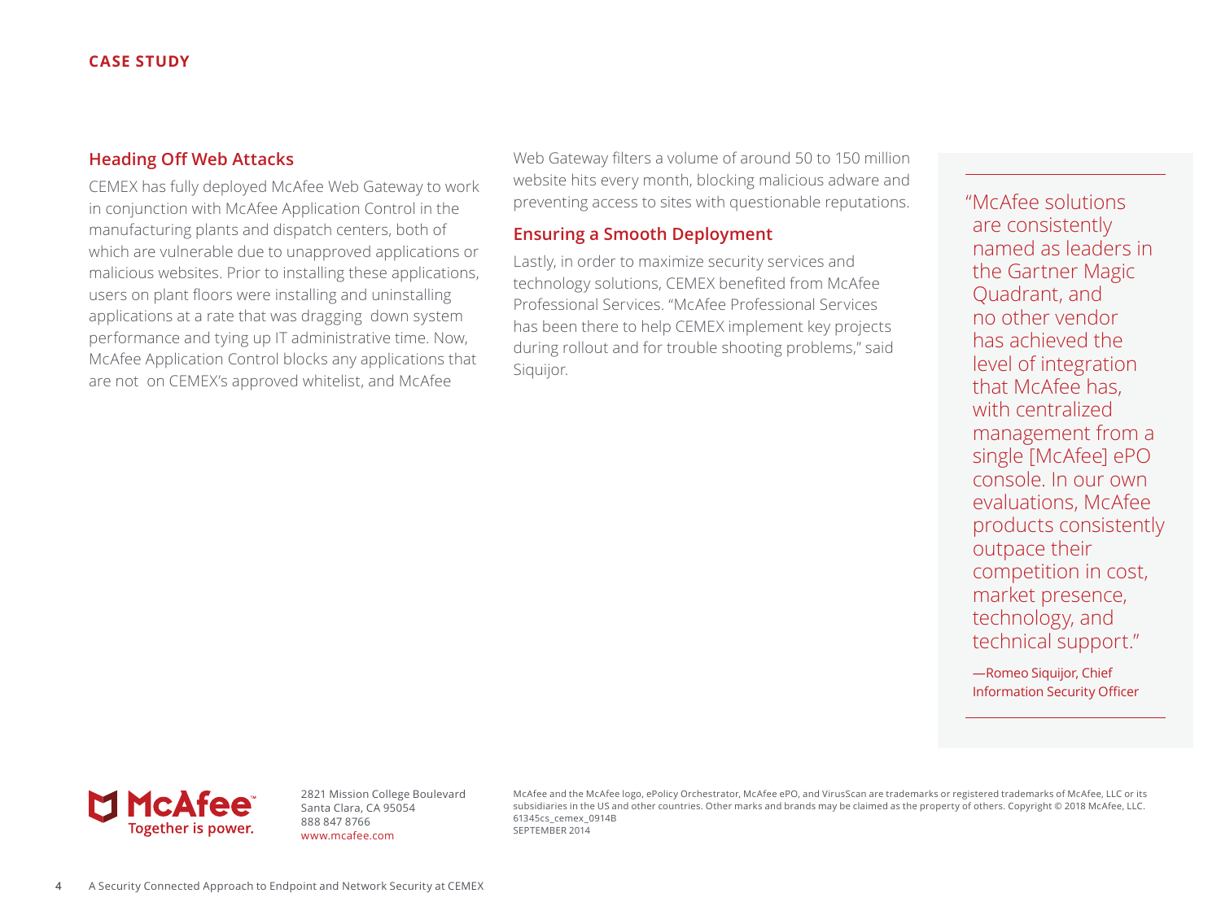## Heading Off Web Attacks

CEMEX has fully deployed McAfee Web Gateway to work in conjunction with McAfee Application Control in the manufacturing plants and dispatch centers, both of which are vulnerable due to unapproved applications or malicious websites. Prior to installing these applications, users on plant floors were installing and uninstalling applications at a rate that was dragging down system performance and tying up IT administrative time. Now, McAfee Application Control blocks any applications that are not on CEMEX's approved whitelist, and McAfee Web Gateway filters a volume of around 50 to 150 million website hits every month, blocking malicious adware and preventing access to sites with questionable reputations.

## Ensuring a Smooth Deployment

Lastly, in order to maximize security services and technology solutions, CEMEX benefited from McAfee Professional Services. "McAfee Professional Services has been there to help CEMEX implement key projects during rollout and for trouble shooting problems," said Siquijor.

"McAfee solutions are consistently named as leaders in the Gartner Magic Quadrant, and no other vendor has achieved the level of integration that McAfee has, with centralized management from a single [McAfee] ePO console. In our own evaluations, McAfee products consistently outpace their competition in cost, market presence, technology, and technical support."

—Romeo Siquijor, Chief Information Security Officer

McAfee
Together is power.

2821 Mission College Boulevard
Santa Clara, CA 95054
888 847 8766
www.mcafee.com

McAfee and the McAfee logo, ePolicy Orchestrator, McAfee ePO, and VirusScan are trademarks or registered trademarks of McAfee, LLC or its subsidiaries in the US and other countries. Other marks and brands may be claimed as the property of others. Copyright © 2018 McAfee, LLC. 61345cs_cemex_0914B
SEPTEMBER 2014